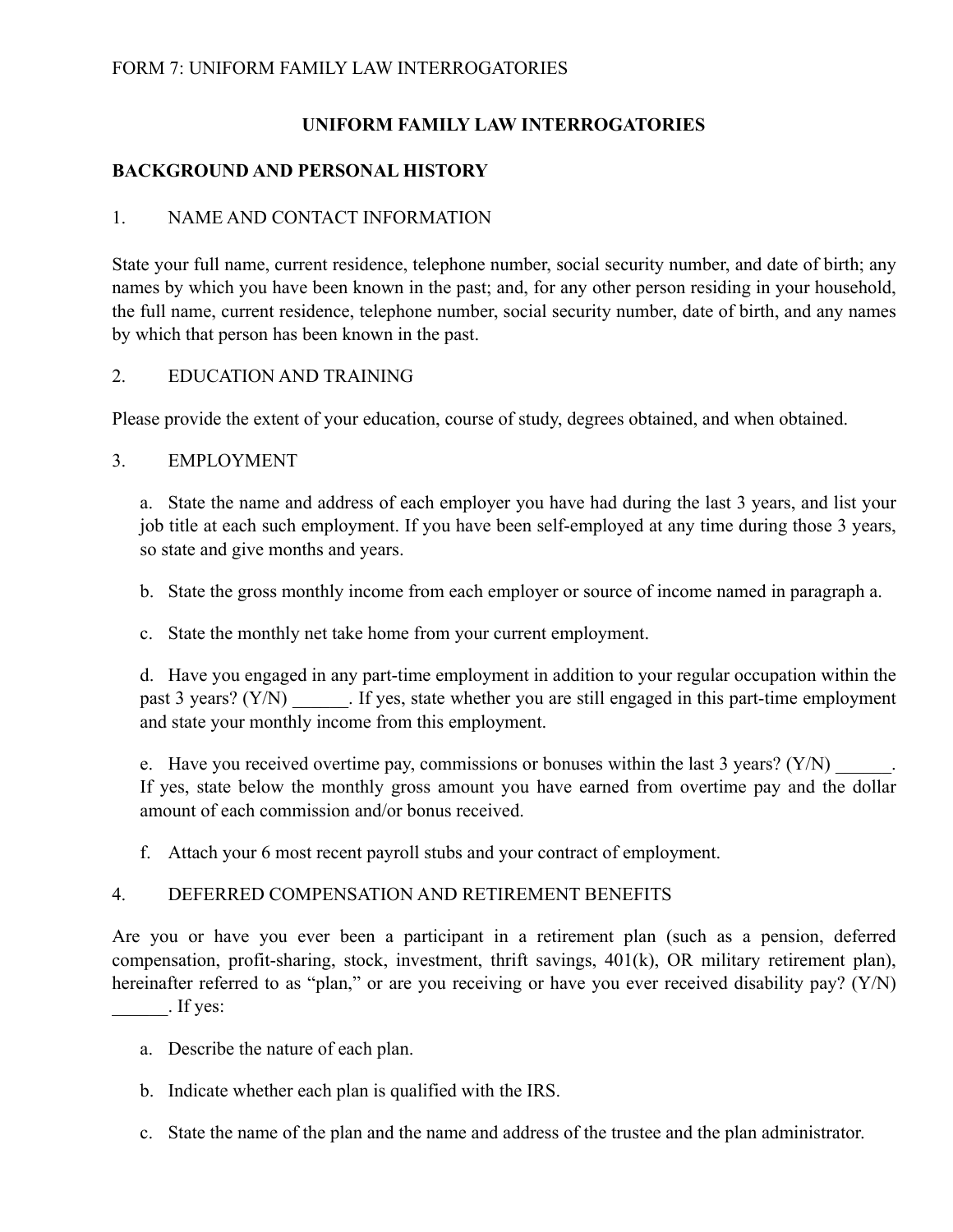FORM 7: UNIFORM FAMILY LAW INTERROGATORIES

# UNIFORM FAMILY LAW INTERROGATORIES

## BACKGROUND AND PERSONAL HISTORY

### 1. NAME AND CONTACT INFORMATION

State your full name, current residence, telephone number, social security number, and date of birth; any names by which you have been known in the past; and, for any other person residing in your household, the full name, current residence, telephone number, social security number, date of birth, and any names by which that person has been known in the past.

### 2. EDUCATION AND TRAINING

Please provide the extent of your education, course of study, degrees obtained, and when obtained.

### 3. EMPLOYMENT

a. State the name and address of each employer you have had during the last 3 years, and list your job title at each such employment. If you have been self-employed at any time during those 3 years, so state and give months and years.

b. State the gross monthly income from each employer or source of income named in paragraph a.

c. State the monthly net take home from your current employment.

d. Have you engaged in any part-time employment in addition to your regular occupation within the past 3 years? (Y/N) ______. If yes, state whether you are still engaged in this part-time employment and state your monthly income from this employment.

e. Have you received overtime pay, commissions or bonuses within the last 3 years? (Y/N) ______. If yes, state below the monthly gross amount you have earned from overtime pay and the dollar amount of each commission and/or bonus received.

f. Attach your 6 most recent payroll stubs and your contract of employment.

### 4. DEFERRED COMPENSATION AND RETIREMENT BENEFITS

Are you or have you ever been a participant in a retirement plan (such as a pension, deferred compensation, profit-sharing, stock, investment, thrift savings, 401(k), OR military retirement plan), hereinafter referred to as "plan," or are you receiving or have you ever received disability pay? (Y/N) ______. If yes:

a. Describe the nature of each plan.

b. Indicate whether each plan is qualified with the IRS.

c. State the name of the plan and the name and address of the trustee and the plan administrator.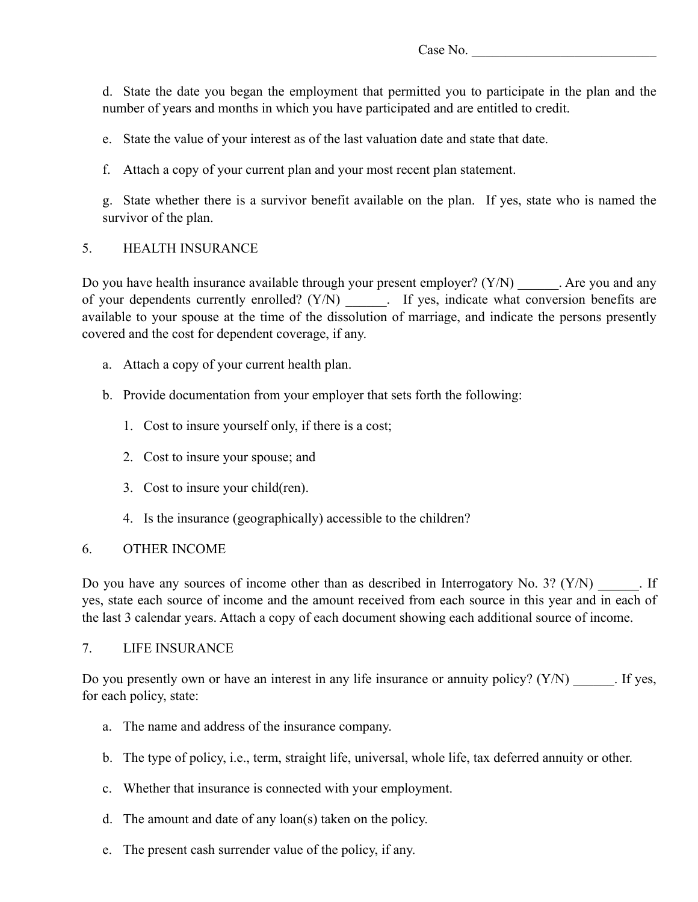Case No. ___________________________

d. State the date you began the employment that permitted you to participate in the plan and the number of years and months in which you have participated and are entitled to credit.

e. State the value of your interest as of the last valuation date and state that date.

f. Attach a copy of your current plan and your most recent plan statement.

g. State whether there is a survivor benefit available on the plan. If yes, state who is named the survivor of the plan.

5. HEALTH INSURANCE

Do you have health insurance available through your present employer? (Y/N) ______. Are you and any of your dependents currently enrolled? (Y/N) ______. If yes, indicate what conversion benefits are available to your spouse at the time of the dissolution of marriage, and indicate the persons presently covered and the cost for dependent coverage, if any.

a. Attach a copy of your current health plan.

b. Provide documentation from your employer that sets forth the following:

1. Cost to insure yourself only, if there is a cost;

2. Cost to insure your spouse; and

3. Cost to insure your child(ren).

4. Is the insurance (geographically) accessible to the children?

6. OTHER INCOME

Do you have any sources of income other than as described in Interrogatory No. 3? (Y/N) ______. If yes, state each source of income and the amount received from each source in this year and in each of the last 3 calendar years. Attach a copy of each document showing each additional source of income.

7. LIFE INSURANCE

Do you presently own or have an interest in any life insurance or annuity policy? (Y/N) ______. If yes, for each policy, state:

a. The name and address of the insurance company.

b. The type of policy, i.e., term, straight life, universal, whole life, tax deferred annuity or other.

c. Whether that insurance is connected with your employment.

d. The amount and date of any loan(s) taken on the policy.

e. The present cash surrender value of the policy, if any.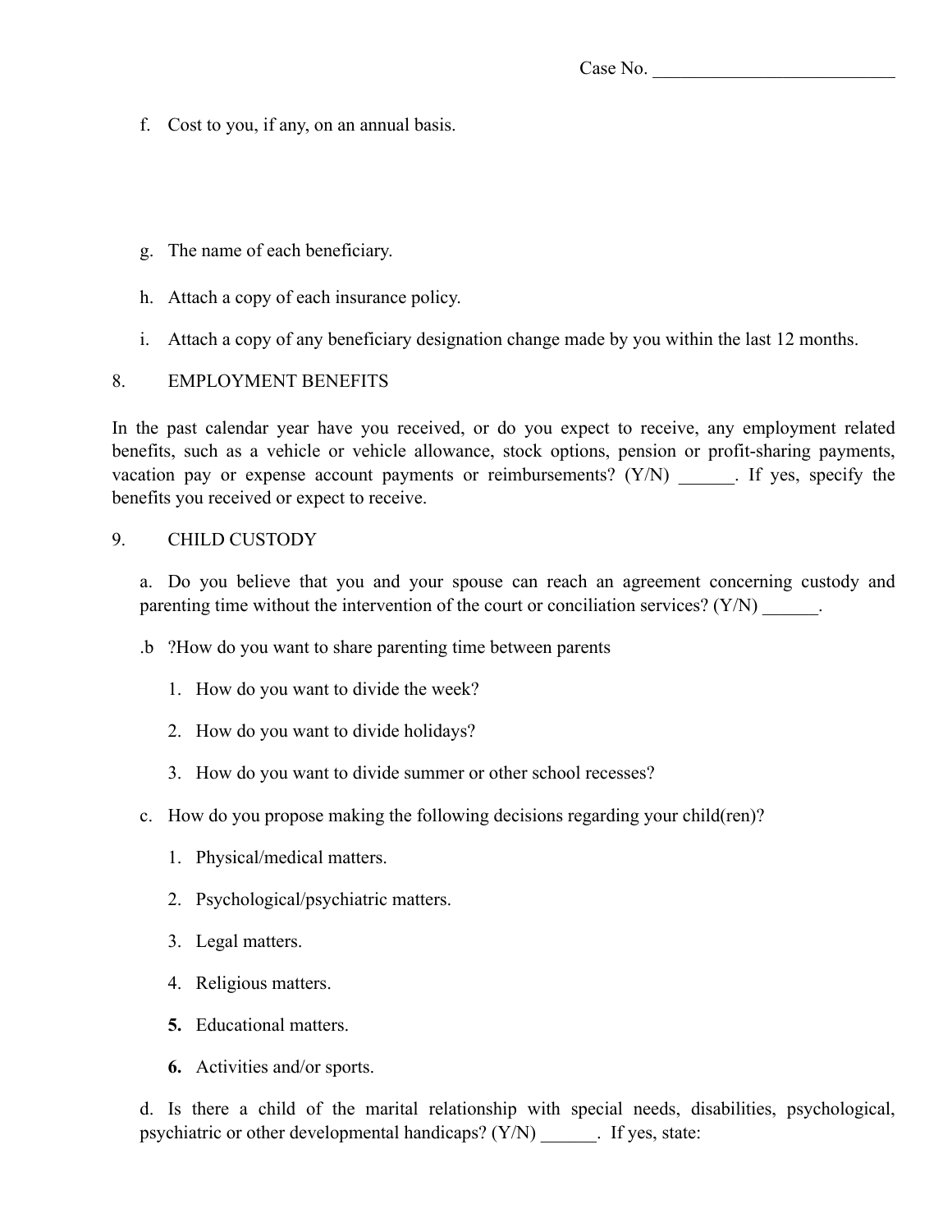Case No. ___________________________

f. Cost to you, if any, on an annual basis.

g. The name of each beneficiary.

h. Attach a copy of each insurance policy.

i. Attach a copy of any beneficiary designation change made by you within the last 12 months.

8. EMPLOYMENT BENEFITS

In the past calendar year have you received, or do you expect to receive, any employment related benefits, such as a vehicle or vehicle allowance, stock options, pension or profit-sharing payments, vacation pay or expense account payments or reimbursements? (Y/N) ______. If yes, specify the benefits you received or expect to receive.

9. CHILD CUSTODY

a. Do you believe that you and your spouse can reach an agreement concerning custody and parenting time without the intervention of the court or conciliation services? (Y/N) ______.

.b ?How do you want to share parenting time between parents

1. How do you want to divide the week?
2. How do you want to divide holidays?
3. How do you want to divide summer or other school recesses?

c. How do you propose making the following decisions regarding your child(ren)?

1. Physical/medical matters.
2. Psychological/psychiatric matters.
3. Legal matters.
4. Religious matters.
5. Educational matters.
6. Activities and/or sports.

d. Is there a child of the marital relationship with special needs, disabilities, psychological, psychiatric or other developmental handicaps? (Y/N) ______. If yes, state: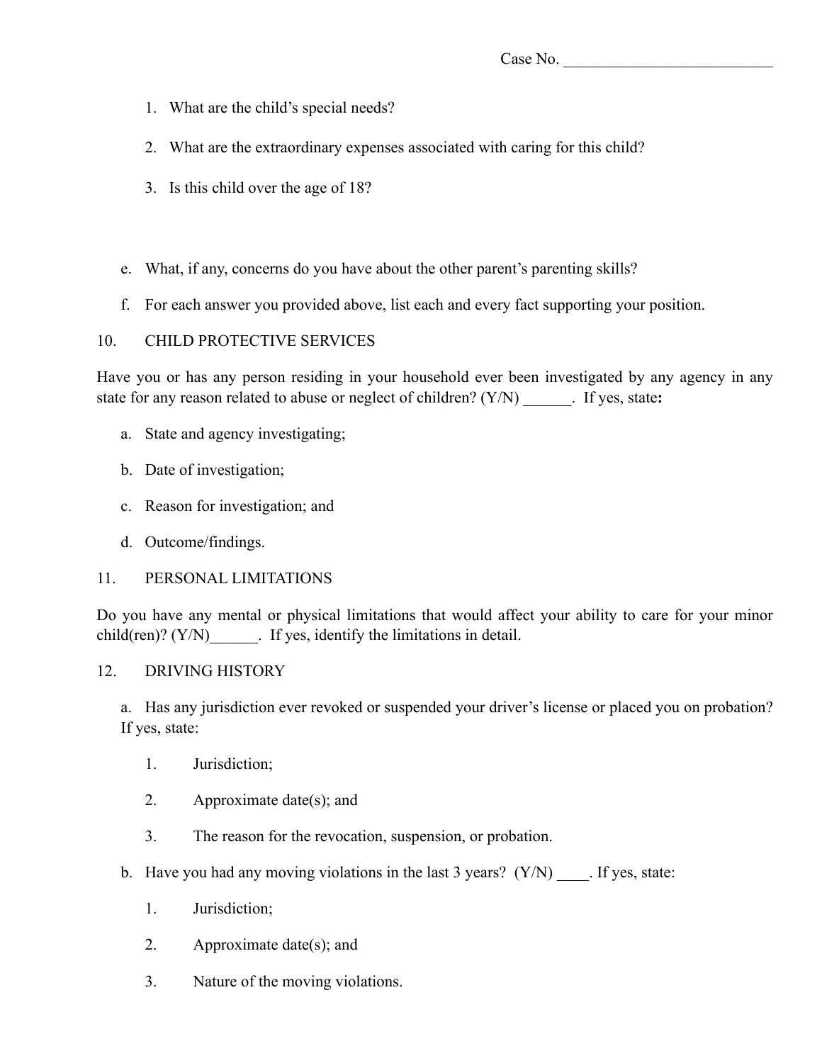Case No. __________________________

1. What are the child's special needs?

2. What are the extraordinary expenses associated with caring for this child?

3. Is this child over the age of 18?

e. What, if any, concerns do you have about the other parent's parenting skills?

f. For each answer you provided above, list each and every fact supporting your position.

10. CHILD PROTECTIVE SERVICES

Have you or has any person residing in your household ever been investigated by any agency in any state for any reason related to abuse or neglect of children? (Y/N) ______. If yes, state**:**

a. State and agency investigating;

b. Date of investigation;

c. Reason for investigation; and

d. Outcome/findings.

11. PERSONAL LIMITATIONS

Do you have any mental or physical limitations that would affect your ability to care for your minor child(ren)? (Y/N)______. If yes, identify the limitations in detail.

12. DRIVING HISTORY

a. Has any jurisdiction ever revoked or suspended your driver's license or placed you on probation? If yes, state:

1. Jurisdiction;

2. Approximate date(s); and

3. The reason for the revocation, suspension, or probation.

b. Have you had any moving violations in the last 3 years? (Y/N) ____. If yes, state:

1. Jurisdiction;

2. Approximate date(s); and

3. Nature of the moving violations.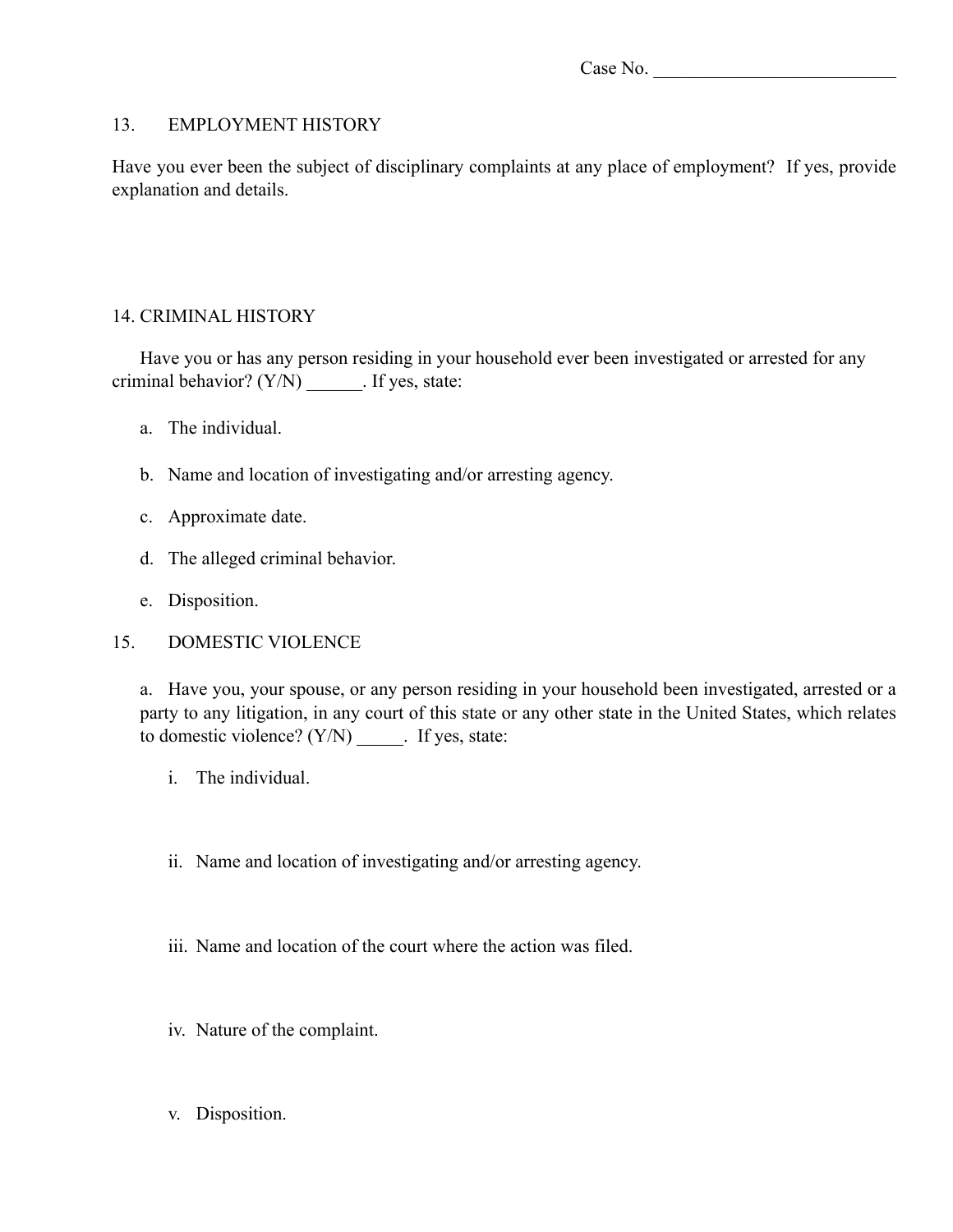Case No. ___________________________

13. EMPLOYMENT HISTORY

Have you ever been the subject of disciplinary complaints at any place of employment? If yes, provide explanation and details.

14. CRIMINAL HISTORY

Have you or has any person residing in your household ever been investigated or arrested for any criminal behavior? (Y/N) ______. If yes, state:

a. The individual.

b. Name and location of investigating and/or arresting agency.

c. Approximate date.

d. The alleged criminal behavior.

e. Disposition.

15. DOMESTIC VIOLENCE

a. Have you, your spouse, or any person residing in your household been investigated, arrested or a party to any litigation, in any court of this state or any other state in the United States, which relates to domestic violence? (Y/N) _____. If yes, state:

i. The individual.

ii. Name and location of investigating and/or arresting agency.

iii. Name and location of the court where the action was filed.

iv. Nature of the complaint.

v. Disposition.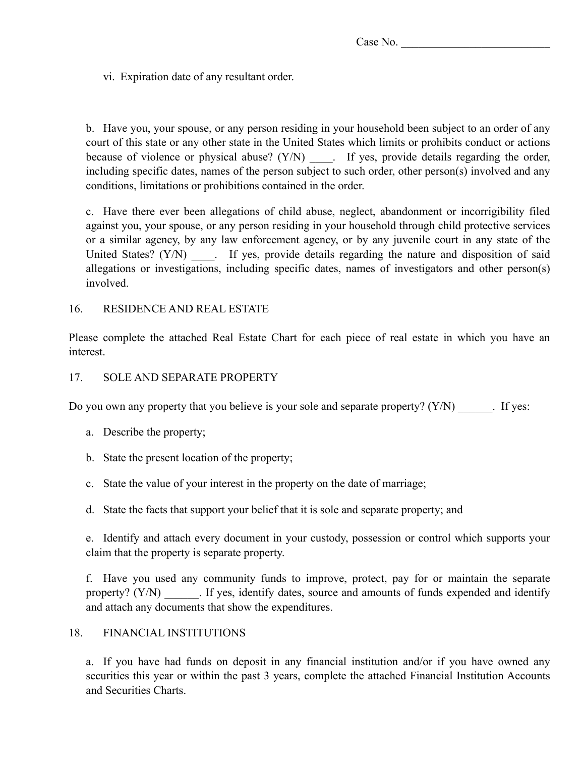Case No. __________________________

vi. Expiration date of any resultant order.

b. Have you, your spouse, or any person residing in your household been subject to an order of any court of this state or any other state in the United States which limits or prohibits conduct or actions because of violence or physical abuse? (Y/N) ____. If yes, provide details regarding the order, including specific dates, names of the person subject to such order, other person(s) involved and any conditions, limitations or prohibitions contained in the order.

c. Have there ever been allegations of child abuse, neglect, abandonment or incorrigibility filed against you, your spouse, or any person residing in your household through child protective services or a similar agency, by any law enforcement agency, or by any juvenile court in any state of the United States? (Y/N) ____. If yes, provide details regarding the nature and disposition of said allegations or investigations, including specific dates, names of investigators and other person(s) involved.

16. RESIDENCE AND REAL ESTATE

Please complete the attached Real Estate Chart for each piece of real estate in which you have an interest.

17. SOLE AND SEPARATE PROPERTY

Do you own any property that you believe is your sole and separate property? (Y/N) ______. If yes:

a. Describe the property;

b. State the present location of the property;

c. State the value of your interest in the property on the date of marriage;

d. State the facts that support your belief that it is sole and separate property; and

e. Identify and attach every document in your custody, possession or control which supports your claim that the property is separate property.

f. Have you used any community funds to improve, protect, pay for or maintain the separate property? (Y/N) ______. If yes, identify dates, source and amounts of funds expended and identify and attach any documents that show the expenditures.

18. FINANCIAL INSTITUTIONS

a. If you have had funds on deposit in any financial institution and/or if you have owned any securities this year or within the past 3 years, complete the attached Financial Institution Accounts and Securities Charts.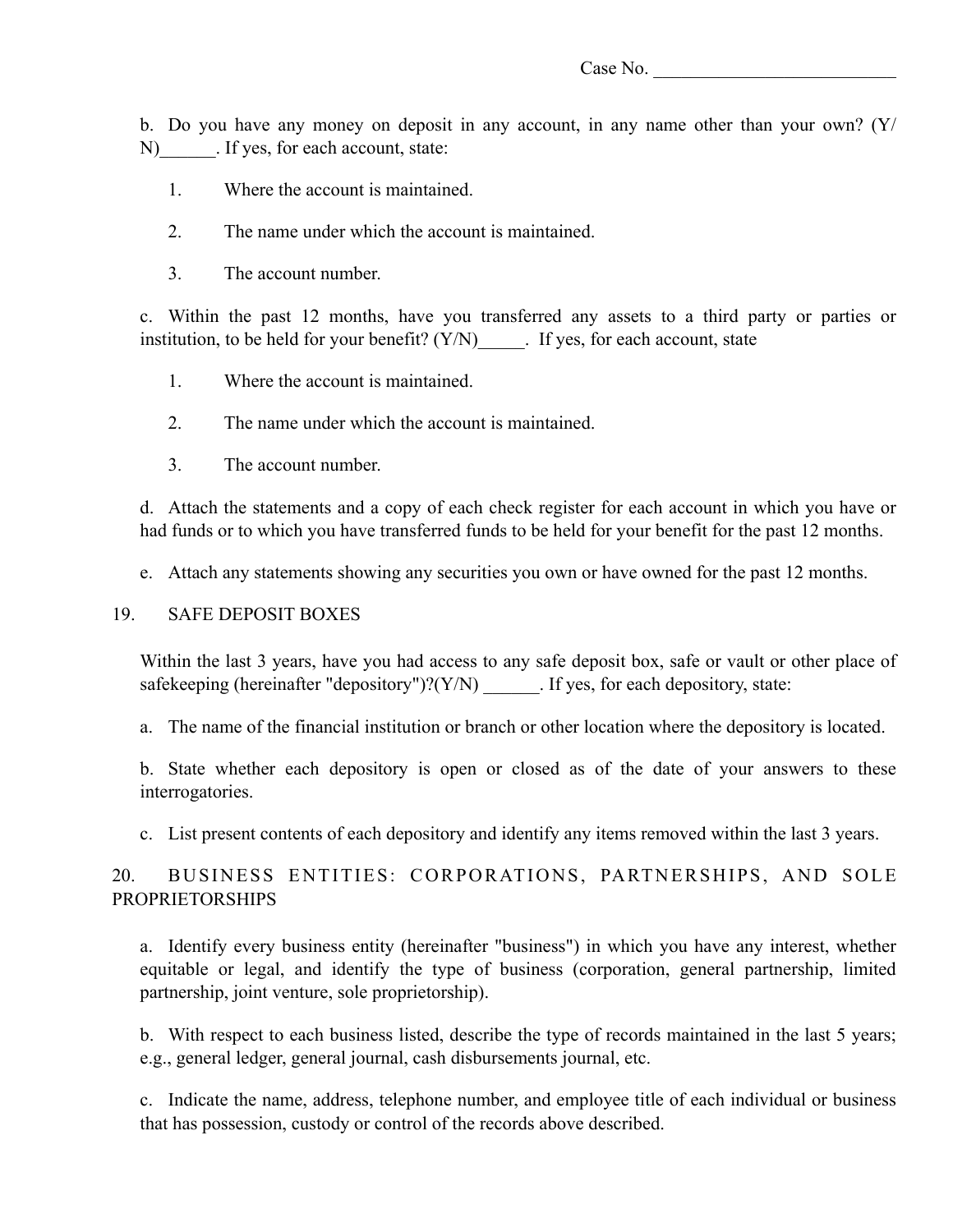Case No. __________________________

b. Do you have any money on deposit in any account, in any name other than your own? (Y/N)______. If yes, for each account, state:

1. Where the account is maintained.
2. The name under which the account is maintained.
3. The account number.

c. Within the past 12 months, have you transferred any assets to a third party or parties or institution, to be held for your benefit? (Y/N)_____. If yes, for each account, state

1. Where the account is maintained.
2. The name under which the account is maintained.
3. The account number.

d. Attach the statements and a copy of each check register for each account in which you have or had funds or to which you have transferred funds to be held for your benefit for the past 12 months.

e. Attach any statements showing any securities you own or have owned for the past 12 months.

19. SAFE DEPOSIT BOXES

Within the last 3 years, have you had access to any safe deposit box, safe or vault or other place of safekeeping (hereinafter "depository")?(Y/N) ______. If yes, for each depository, state:

a. The name of the financial institution or branch or other location where the depository is located.

b. State whether each depository is open or closed as of the date of your answers to these interrogatories.

c. List present contents of each depository and identify any items removed within the last 3 years.

20. BUSINESS ENTITIES: CORPORATIONS, PARTNERSHIPS, AND SOLE PROPRIETORSHIPS

a. Identify every business entity (hereinafter "business") in which you have any interest, whether equitable or legal, and identify the type of business (corporation, general partnership, limited partnership, joint venture, sole proprietorship).

b. With respect to each business listed, describe the type of records maintained in the last 5 years; e.g., general ledger, general journal, cash disbursements journal, etc.

c. Indicate the name, address, telephone number, and employee title of each individual or business that has possession, custody or control of the records above described.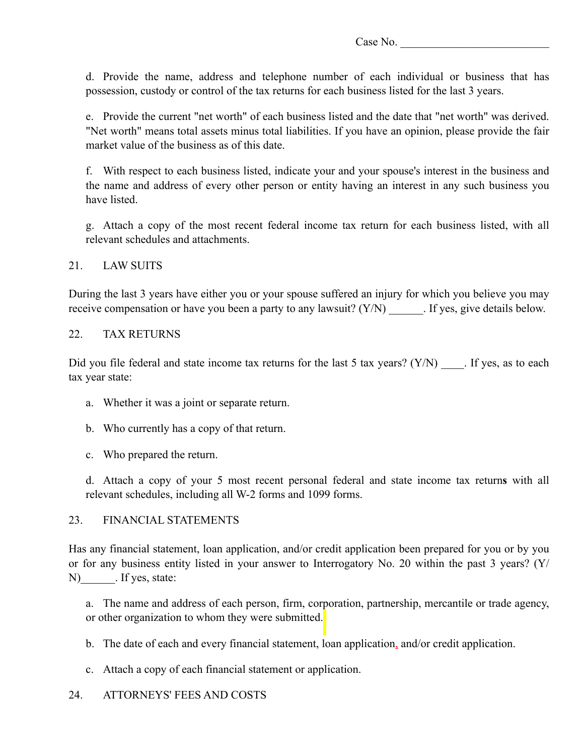Case No. ___________________________

d. Provide the name, address and telephone number of each individual or business that has possession, custody or control of the tax returns for each business listed for the last 3 years.

e. Provide the current "net worth" of each business listed and the date that "net worth" was derived. "Net worth" means total assets minus total liabilities. If you have an opinion, please provide the fair market value of the business as of this date.

f. With respect to each business listed, indicate your and your spouse's interest in the business and the name and address of every other person or entity having an interest in any such business you have listed.

g. Attach a copy of the most recent federal income tax return for each business listed, with all relevant schedules and attachments.

21. LAW SUITS

During the last 3 years have either you or your spouse suffered an injury for which you believe you may receive compensation or have you been a party to any lawsuit? (Y/N) ______. If yes, give details below.

22. TAX RETURNS

Did you file federal and state income tax returns for the last 5 tax years? (Y/N) ____. If yes, as to each tax year state:

a. Whether it was a joint or separate return.

b. Who currently has a copy of that return.

c. Who prepared the return.

d. Attach a copy of your 5 most recent personal federal and state income tax return**s** with all relevant schedules, including all W-2 forms and 1099 forms.

23. FINANCIAL STATEMENTS

Has any financial statement, loan application, and/or credit application been prepared for you or by you or for any business entity listed in your answer to Interrogatory No. 20 within the past 3 years? (Y/N)______. If yes, state:

a. The name and address of each person, firm, corporation, partnership, mercantile or trade agency, or other organization to whom they were submitted.

b. The date of each and every financial statement, loan application, and/or credit application.

c. Attach a copy of each financial statement or application.

24. ATTORNEYS' FEES AND COSTS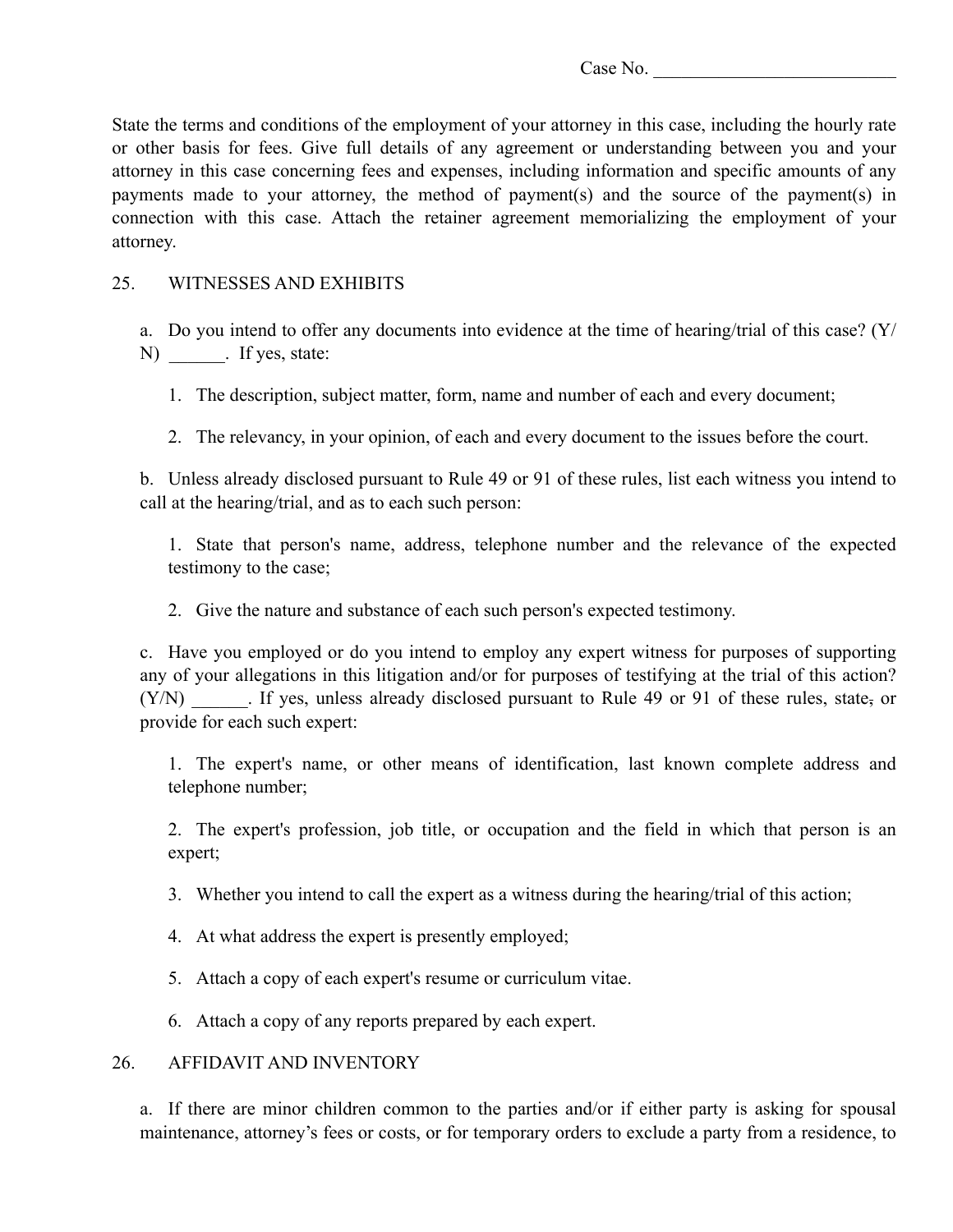Case No. ___________________________

State the terms and conditions of the employment of your attorney in this case, including the hourly rate or other basis for fees. Give full details of any agreement or understanding between you and your attorney in this case concerning fees and expenses, including information and specific amounts of any payments made to your attorney, the method of payment(s) and the source of the payment(s) in connection with this case. Attach the retainer agreement memorializing the employment of your attorney.

25. WITNESSES AND EXHIBITS

a. Do you intend to offer any documents into evidence at the time of hearing/trial of this case? (Y/N) ______. If yes, state:

1. The description, subject matter, form, name and number of each and every document;

2. The relevancy, in your opinion, of each and every document to the issues before the court.

b. Unless already disclosed pursuant to Rule 49 or 91 of these rules, list each witness you intend to call at the hearing/trial, and as to each such person:

1. State that person's name, address, telephone number and the relevance of the expected testimony to the case;

2. Give the nature and substance of each such person's expected testimony.

c. Have you employed or do you intend to employ any expert witness for purposes of supporting any of your allegations in this litigation and/or for purposes of testifying at the trial of this action? (Y/N) ______. If yes, unless already disclosed pursuant to Rule 49 or 91 of these rules, state, or provide for each such expert:

1. The expert's name, or other means of identification, last known complete address and telephone number;

2. The expert's profession, job title, or occupation and the field in which that person is an expert;

3. Whether you intend to call the expert as a witness during the hearing/trial of this action;

4. At what address the expert is presently employed;

5. Attach a copy of each expert's resume or curriculum vitae.

6. Attach a copy of any reports prepared by each expert.

26. AFFIDAVIT AND INVENTORY

a. If there are minor children common to the parties and/or if either party is asking for spousal maintenance, attorney's fees or costs, or for temporary orders to exclude a party from a residence, to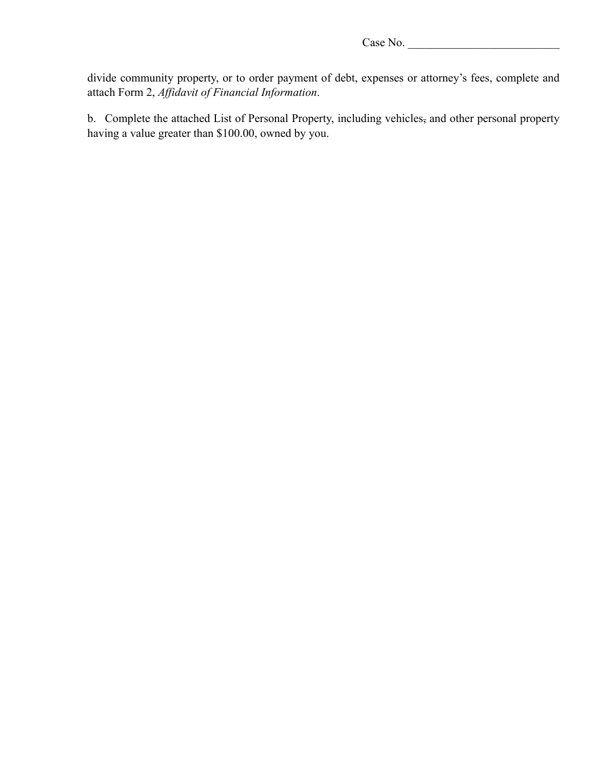Case No. ___________________________

divide community property, or to order payment of debt, expenses or attorney's fees, complete and attach Form 2, *Affidavit of Financial Information*.

b. Complete the attached List of Personal Property, including vehicles, and other personal property having a value greater than $100.00, owned by you.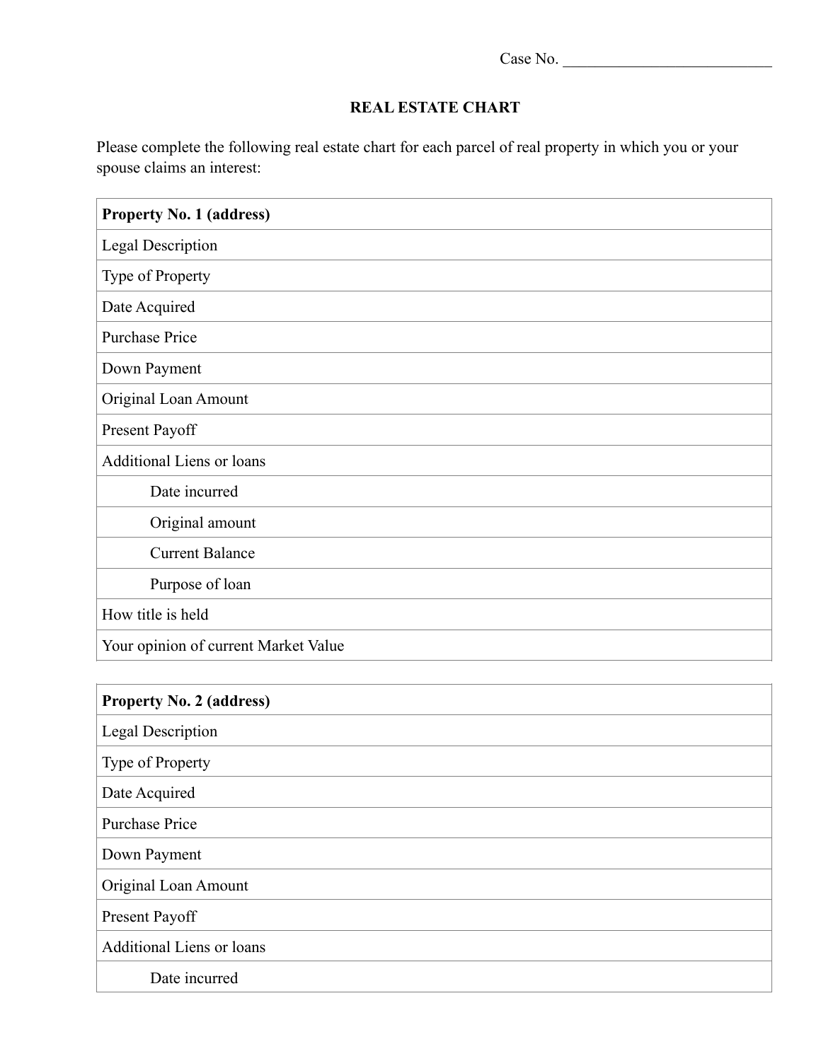Case No. ___________________________

## REAL ESTATE CHART

Please complete the following real estate chart for each parcel of real property in which you or your spouse claims an interest:

| **Property No. 1 (address)** |
|---|
| Legal Description |
| Type of Property |
| Date Acquired |
| Purchase Price |
| Down Payment |
| Original Loan Amount |
| Present Payoff |
| Additional Liens or loans |
| Date incurred |
| Original amount |
| Current Balance |
| Purpose of loan |
| How title is held |
| Your opinion of current Market Value |

| **Property No. 2 (address)** |
|---|
| Legal Description |
| Type of Property |
| Date Acquired |
| Purchase Price |
| Down Payment |
| Original Loan Amount |
| Present Payoff |
| Additional Liens or loans |
| Date incurred |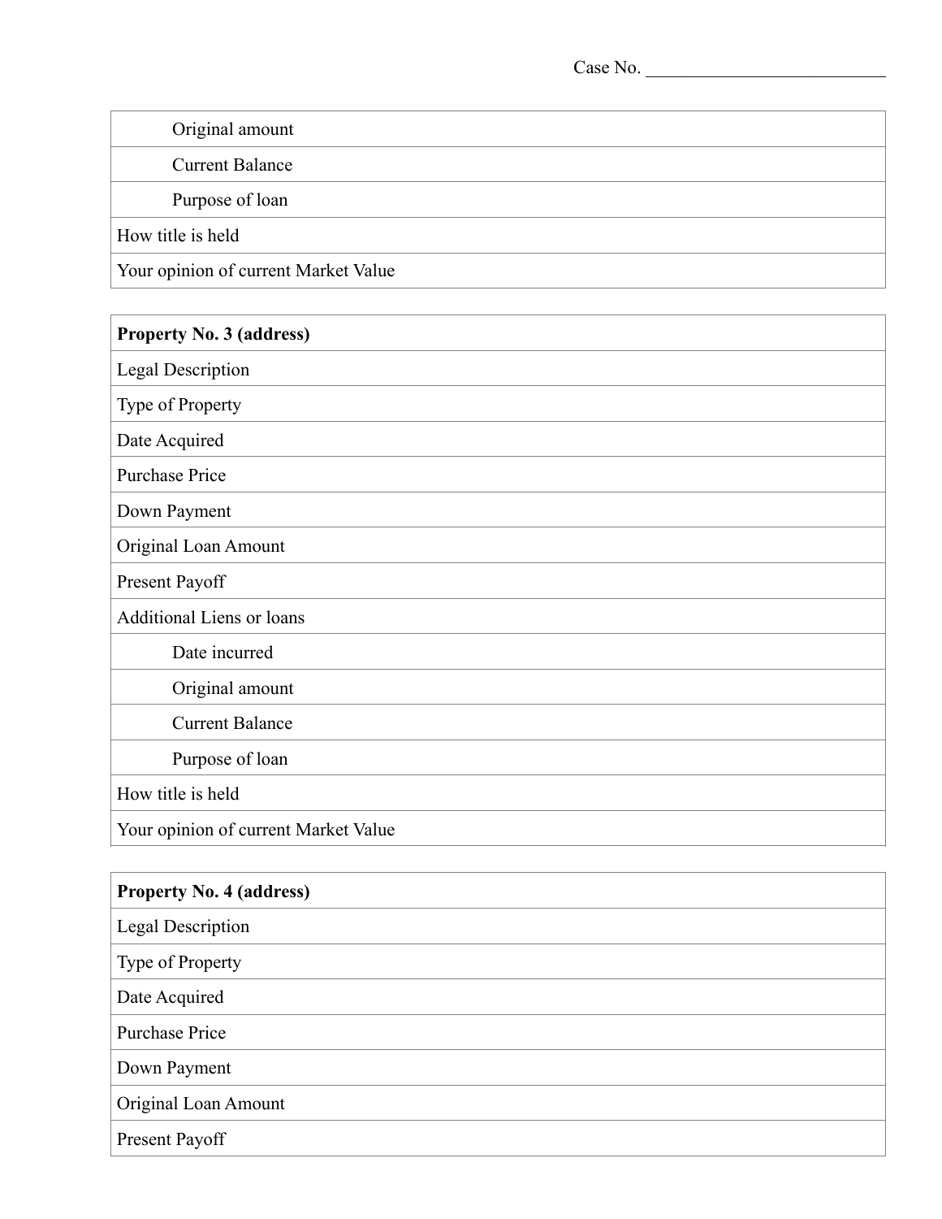Case No. ___________________________

| |
|---|
| Original amount |
| Current Balance |
| Purpose of loan |
| How title is held |
| Your opinion of current Market Value |

| **Property No. 3 (address)** |
|---|
| Legal Description |
| Type of Property |
| Date Acquired |
| Purchase Price |
| Down Payment |
| Original Loan Amount |
| Present Payoff |
| Additional Liens or loans |
| Date incurred |
| Original amount |
| Current Balance |
| Purpose of loan |
| How title is held |
| Your opinion of current Market Value |

| **Property No. 4 (address)** |
|---|
| Legal Description |
| Type of Property |
| Date Acquired |
| Purchase Price |
| Down Payment |
| Original Loan Amount |
| Present Payoff |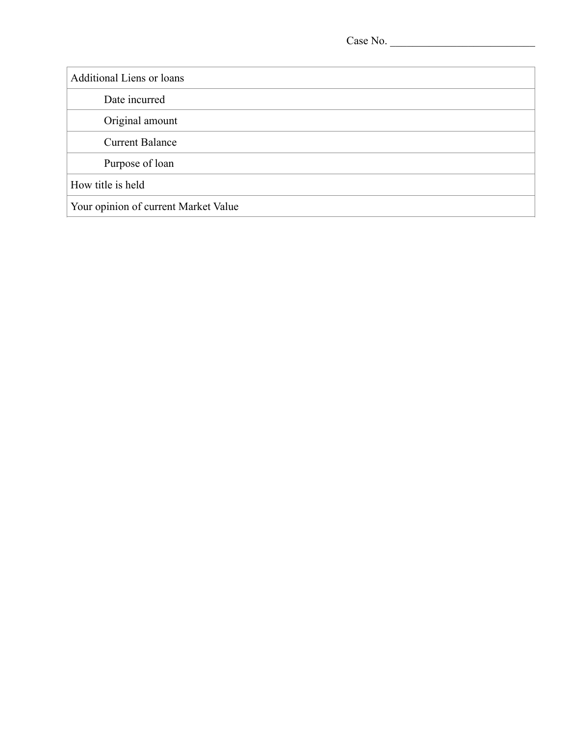Case No. ___________________________

| Additional Liens or loans |
| --- |
| Date incurred |
| Original amount |
| Current Balance |
| Purpose of loan |
| How title is held |
| Your opinion of current Market Value |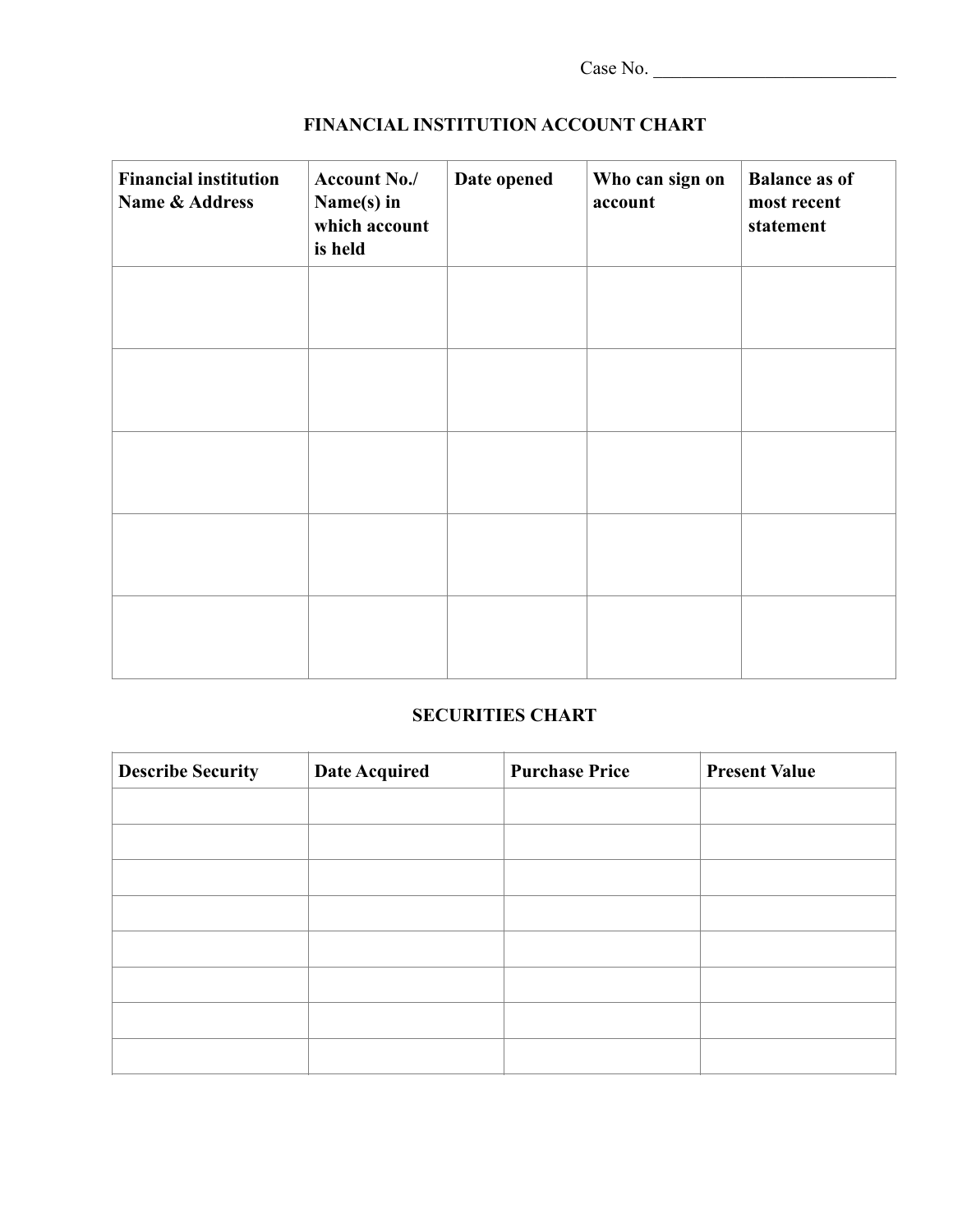Case No. ___________________________

## FINANCIAL INSTITUTION ACCOUNT CHART

| Financial institution Name & Address | Account No./ Name(s) in which account is held | Date opened | Who can sign on account | Balance as of most recent statement |
|---|---|---|---|---|
| | | | | |
| | | | | |
| | | | | |
| | | | | |
| | | | | |

## SECURITIES CHART

| Describe Security | Date Acquired | Purchase Price | Present Value |
|---|---|---|---|
| | | | |
| | | | |
| | | | |
| | | | |
| | | | |
| | | | |
| | | | |
| | | | |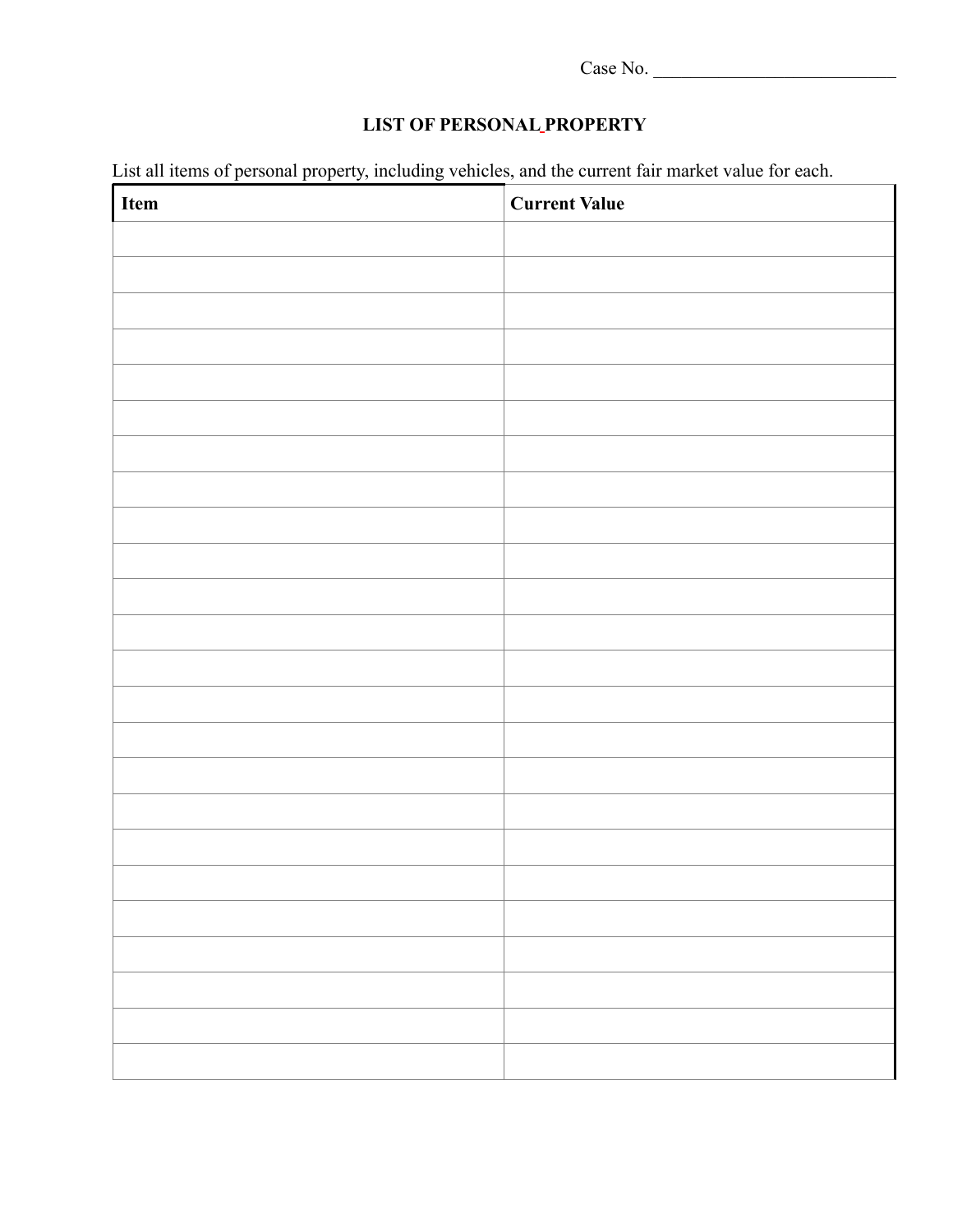Case No. ___________________________

## LIST OF PERSONAL PROPERTY

List all items of personal property, including vehicles, and the current fair market value for each.

| Item | Current Value |
|---|---|
| | |
| | |
| | |
| | |
| | |
| | |
| | |
| | |
| | |
| | |
| | |
| | |
| | |
| | |
| | |
| | |
| | |
| | |
| | |
| | |
| | |
| | |
| | |
| | |